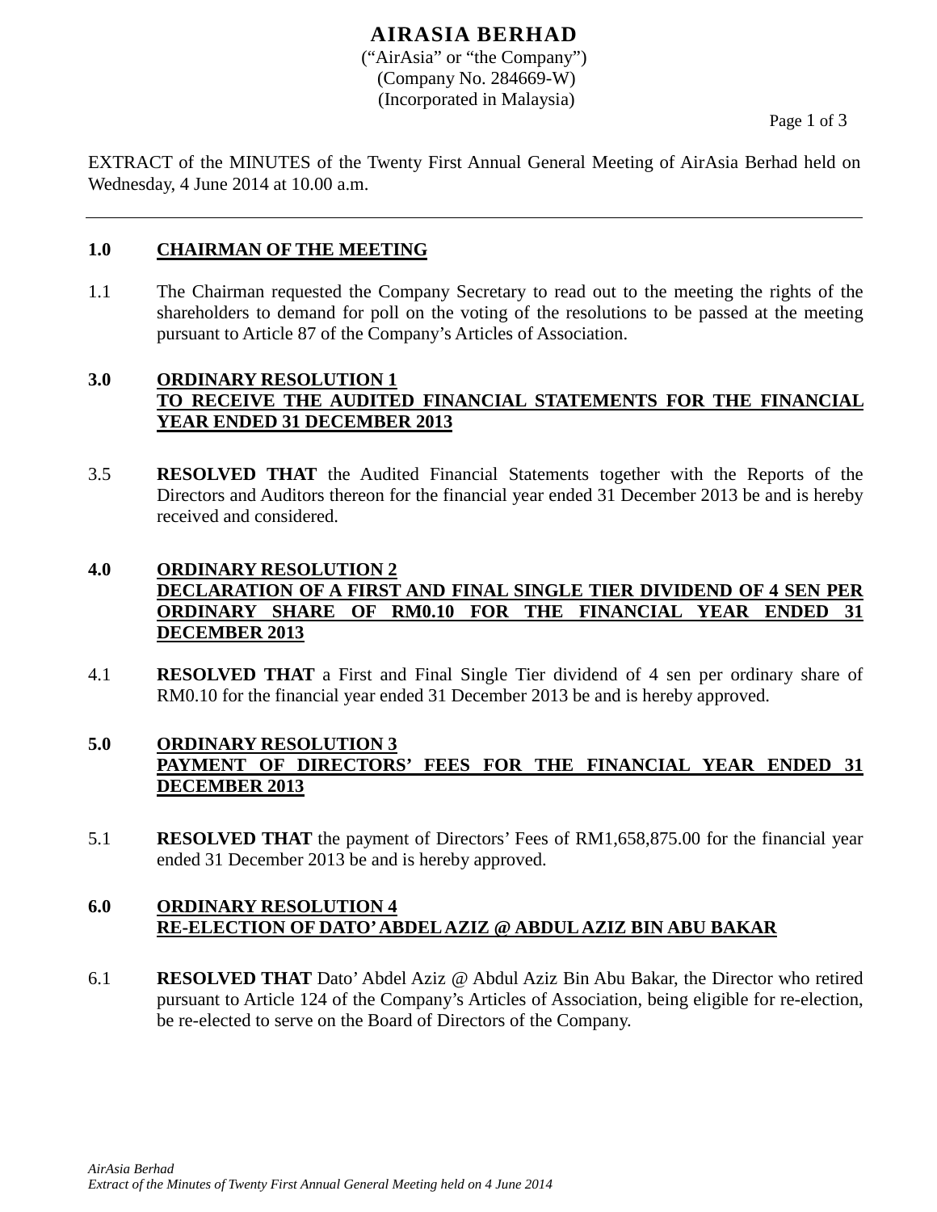# AIRASIA BERHAD

("AirAsia" or "the Company")
(Company No. 284669-W)
(Incorporated in Malaysia)

EXTRACT of the MINUTES of the Twenty First Annual General Meeting of AirAsia Berhad held on Wednesday, 4 June 2014 at 10.00 a.m.

---

## 1.0 CHAIRMAN OF THE MEETING

1.1 The Chairman requested the Company Secretary to read out to the meeting the rights of the shareholders to demand for poll on the voting of the resolutions to be passed at the meeting pursuant to Article 87 of the Company's Articles of Association.

## 3.0 ORDINARY RESOLUTION 1 TO RECEIVE THE AUDITED FINANCIAL STATEMENTS FOR THE FINANCIAL YEAR ENDED 31 DECEMBER 2013

3.5 **RESOLVED THAT** the Audited Financial Statements together with the Reports of the Directors and Auditors thereon for the financial year ended 31 December 2013 be and is hereby received and considered.

## 4.0 ORDINARY RESOLUTION 2 DECLARATION OF A FIRST AND FINAL SINGLE TIER DIVIDEND OF 4 SEN PER ORDINARY SHARE OF RM0.10 FOR THE FINANCIAL YEAR ENDED 31 DECEMBER 2013

4.1 **RESOLVED THAT** a First and Final Single Tier dividend of 4 sen per ordinary share of RM0.10 for the financial year ended 31 December 2013 be and is hereby approved.

## 5.0 ORDINARY RESOLUTION 3 PAYMENT OF DIRECTORS' FEES FOR THE FINANCIAL YEAR ENDED 31 DECEMBER 2013

5.1 **RESOLVED THAT** the payment of Directors' Fees of RM1,658,875.00 for the financial year ended 31 December 2013 be and is hereby approved.

## 6.0 ORDINARY RESOLUTION 4 RE-ELECTION OF DATO' ABDEL AZIZ @ ABDUL AZIZ BIN ABU BAKAR

6.1 **RESOLVED THAT** Dato' Abdel Aziz @ Abdul Aziz Bin Abu Bakar, the Director who retired pursuant to Article 124 of the Company's Articles of Association, being eligible for re-election, be re-elected to serve on the Board of Directors of the Company.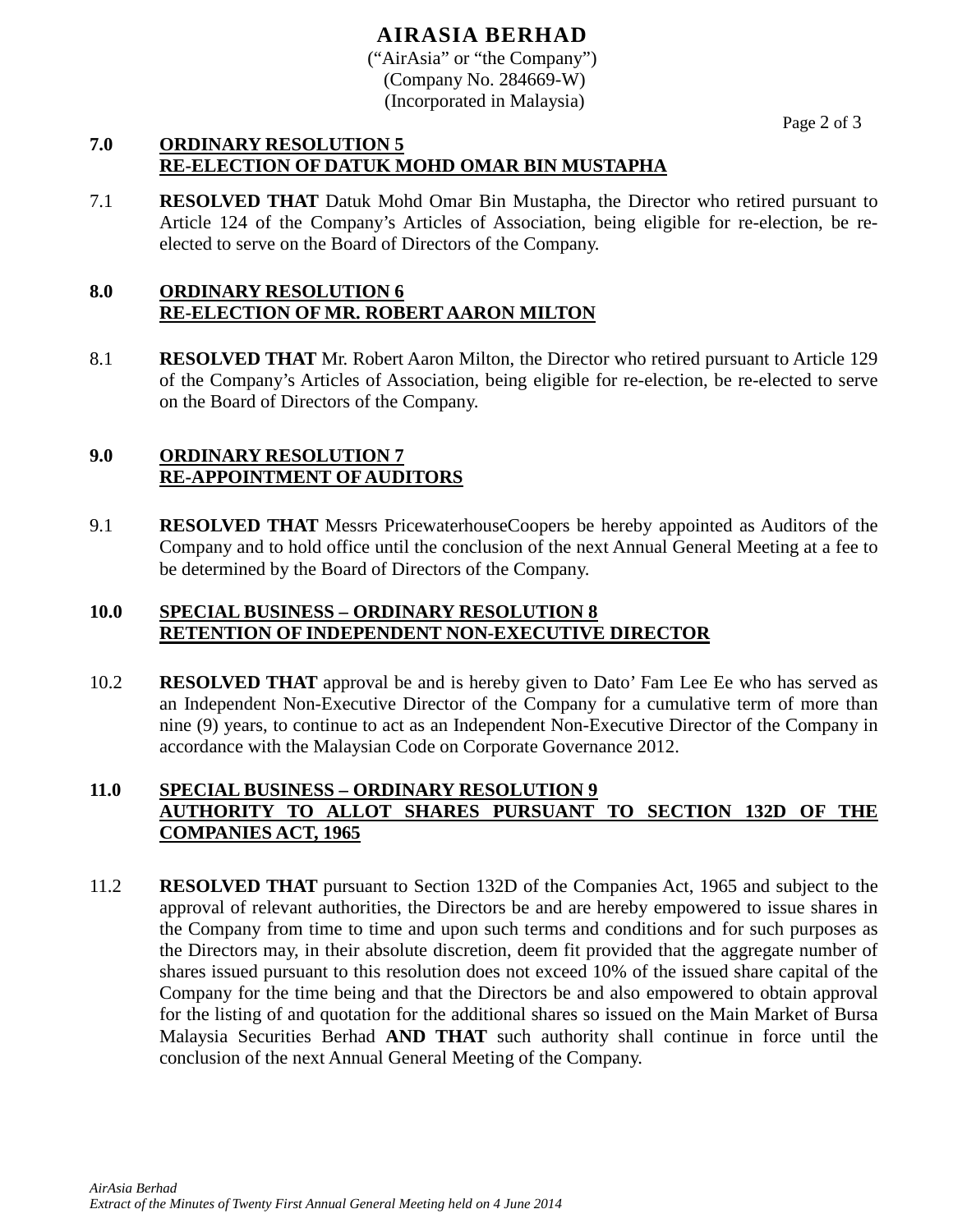## 7.0 ORDINARY RESOLUTION 5
## RE-ELECTION OF DATUK MOHD OMAR BIN MUSTAPHA

7.1 **RESOLVED THAT** Datuk Mohd Omar Bin Mustapha, the Director who retired pursuant to Article 124 of the Company's Articles of Association, being eligible for re-election, be re-elected to serve on the Board of Directors of the Company.

## 8.0 ORDINARY RESOLUTION 6
## RE-ELECTION OF MR. ROBERT AARON MILTON

8.1 **RESOLVED THAT** Mr. Robert Aaron Milton, the Director who retired pursuant to Article 129 of the Company's Articles of Association, being eligible for re-election, be re-elected to serve on the Board of Directors of the Company.

## 9.0 ORDINARY RESOLUTION 7
## RE-APPOINTMENT OF AUDITORS

9.1 **RESOLVED THAT** Messrs PricewaterhouseCoopers be hereby appointed as Auditors of the Company and to hold office until the conclusion of the next Annual General Meeting at a fee to be determined by the Board of Directors of the Company.

## 10.0 SPECIAL BUSINESS – ORDINARY RESOLUTION 8
## RETENTION OF INDEPENDENT NON-EXECUTIVE DIRECTOR

10.2 **RESOLVED THAT** approval be and is hereby given to Dato' Fam Lee Ee who has served as an Independent Non-Executive Director of the Company for a cumulative term of more than nine (9) years, to continue to act as an Independent Non-Executive Director of the Company in accordance with the Malaysian Code on Corporate Governance 2012.

## 11.0 SPECIAL BUSINESS – ORDINARY RESOLUTION 9
## AUTHORITY TO ALLOT SHARES PURSUANT TO SECTION 132D OF THE COMPANIES ACT, 1965

11.2 **RESOLVED THAT** pursuant to Section 132D of the Companies Act, 1965 and subject to the approval of relevant authorities, the Directors be and are hereby empowered to issue shares in the Company from time to time and upon such terms and conditions and for such purposes as the Directors may, in their absolute discretion, deem fit provided that the aggregate number of shares issued pursuant to this resolution does not exceed 10% of the issued share capital of the Company for the time being and that the Directors be and also empowered to obtain approval for the listing of and quotation for the additional shares so issued on the Main Market of Bursa Malaysia Securities Berhad **AND THAT** such authority shall continue in force until the conclusion of the next Annual General Meeting of the Company.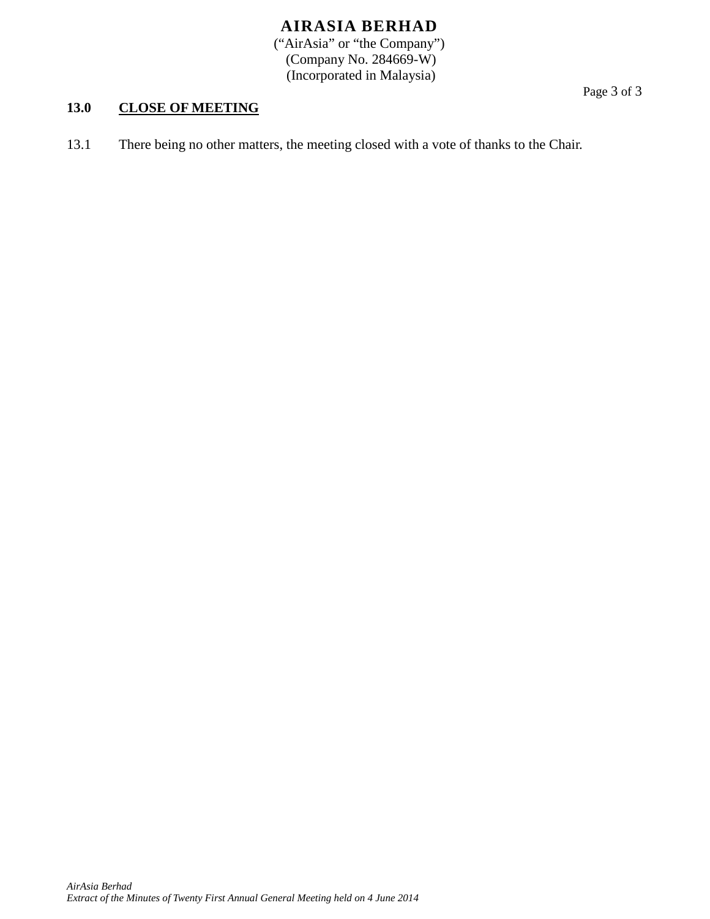**13.0 CLOSE OF MEETING**

13.1 There being no other matters, the meeting closed with a vote of thanks to the Chair.